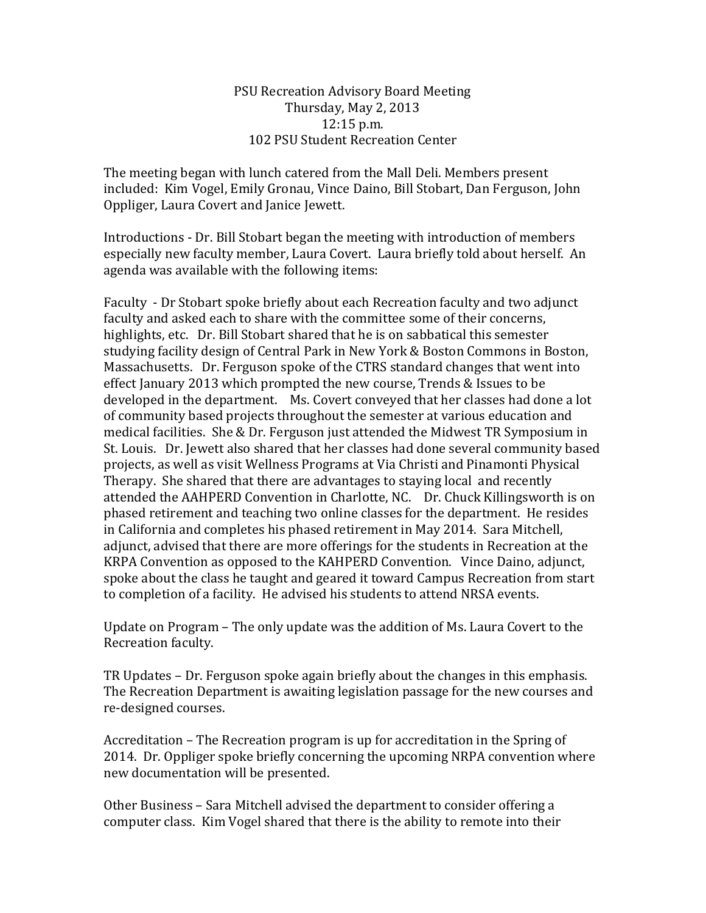PSU Recreation Advisory Board Meeting
Thursday, May 2, 2013
12:15 p.m.
102 PSU Student Recreation Center

The meeting began with lunch catered from the Mall Deli. Members present included: Kim Vogel, Emily Gronau, Vince Daino, Bill Stobart, Dan Ferguson, John Oppliger, Laura Covert and Janice Jewett.

Introductions - Dr. Bill Stobart began the meeting with introduction of members especially new faculty member, Laura Covert. Laura briefly told about herself. An agenda was available with the following items:

Faculty - Dr Stobart spoke briefly about each Recreation faculty and two adjunct faculty and asked each to share with the committee some of their concerns, highlights, etc. Dr. Bill Stobart shared that he is on sabbatical this semester studying facility design of Central Park in New York & Boston Commons in Boston, Massachusetts. Dr. Ferguson spoke of the CTRS standard changes that went into effect January 2013 which prompted the new course, Trends & Issues to be developed in the department. Ms. Covert conveyed that her classes had done a lot of community based projects throughout the semester at various education and medical facilities. She & Dr. Ferguson just attended the Midwest TR Symposium in St. Louis. Dr. Jewett also shared that her classes had done several community based projects, as well as visit Wellness Programs at Via Christi and Pinamonti Physical Therapy. She shared that there are advantages to staying local and recently attended the AAHPERD Convention in Charlotte, NC. Dr. Chuck Killingsworth is on phased retirement and teaching two online classes for the department. He resides in California and completes his phased retirement in May 2014. Sara Mitchell, adjunct, advised that there are more offerings for the students in Recreation at the KRPA Convention as opposed to the KAHPERD Convention. Vince Daino, adjunct, spoke about the class he taught and geared it toward Campus Recreation from start to completion of a facility. He advised his students to attend NRSA events.

Update on Program – The only update was the addition of Ms. Laura Covert to the Recreation faculty.

TR Updates – Dr. Ferguson spoke again briefly about the changes in this emphasis. The Recreation Department is awaiting legislation passage for the new courses and re-designed courses.

Accreditation – The Recreation program is up for accreditation in the Spring of 2014. Dr. Oppliger spoke briefly concerning the upcoming NRPA convention where new documentation will be presented.

Other Business – Sara Mitchell advised the department to consider offering a computer class. Kim Vogel shared that there is the ability to remote into their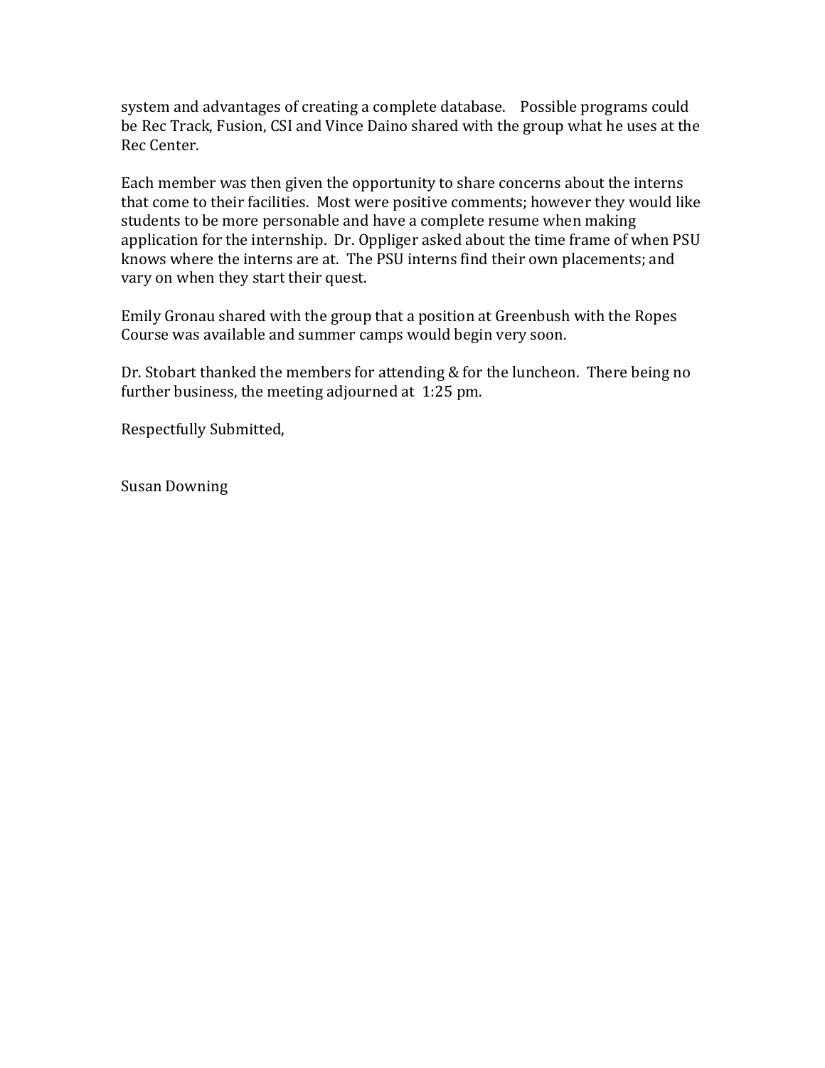system and advantages of creating a complete database. Possible programs could be Rec Track, Fusion, CSI and Vince Daino shared with the group what he uses at the Rec Center.

Each member was then given the opportunity to share concerns about the interns that come to their facilities. Most were positive comments; however they would like students to be more personable and have a complete resume when making application for the internship. Dr. Oppliger asked about the time frame of when PSU knows where the interns are at. The PSU interns find their own placements; and vary on when they start their quest.

Emily Gronau shared with the group that a position at Greenbush with the Ropes Course was available and summer camps would begin very soon.

Dr. Stobart thanked the members for attending & for the luncheon. There being no further business, the meeting adjourned at 1:25 pm.

Respectfully Submitted,

Susan Downing